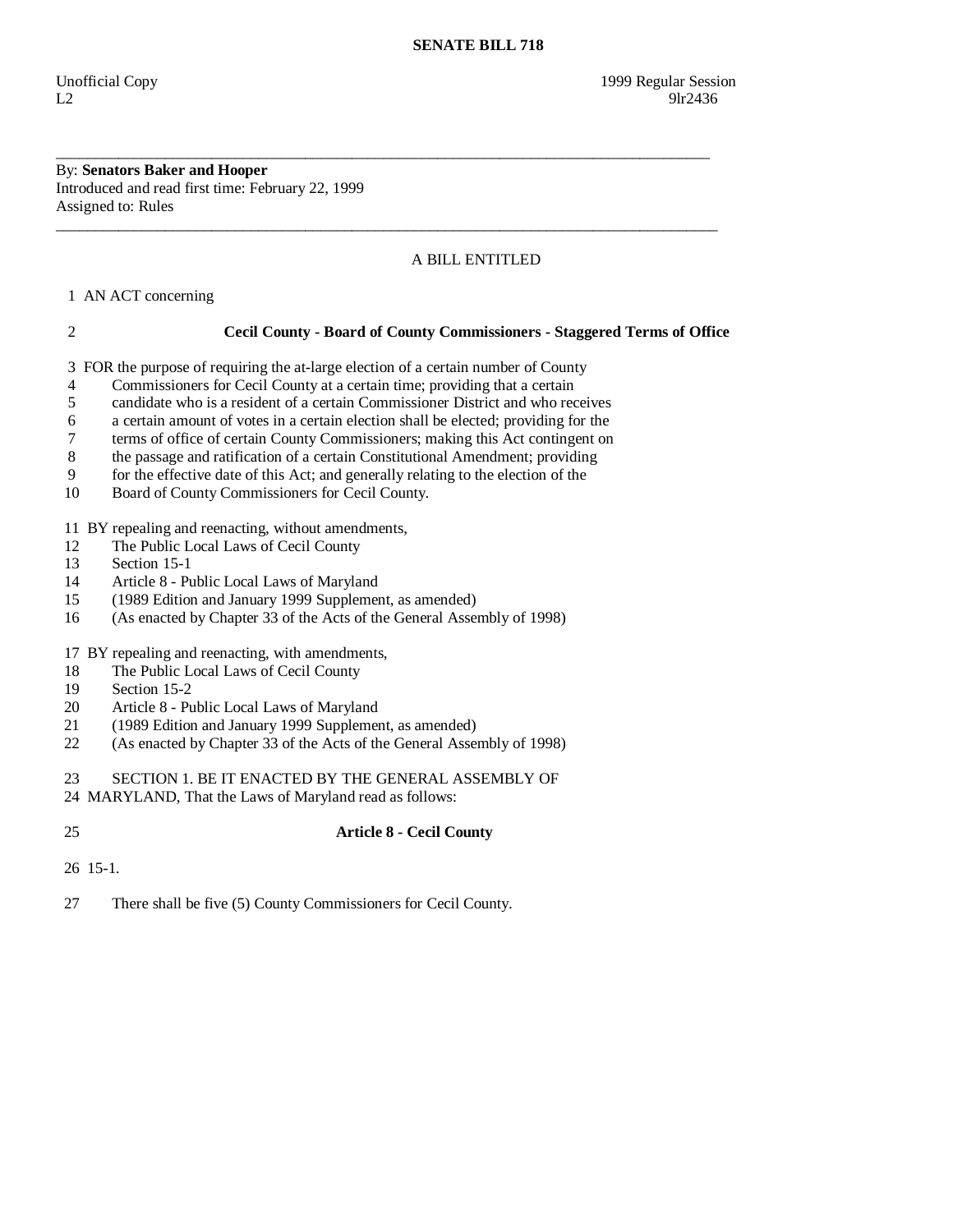**SENATE BILL 718**

Unofficial Copy 1999 Regular Session
L2 9lr2436

---

By: **Senators Baker and Hooper**
Introduced and read first time: February 22, 1999
Assigned to: Rules

---

A BILL ENTITLED

1 AN ACT concerning

2 **Cecil County - Board of County Commissioners - Staggered Terms of Office**

3 FOR the purpose of requiring the at-large election of a certain number of County
4 Commissioners for Cecil County at a certain time; providing that a certain
5 candidate who is a resident of a certain Commissioner District and who receives
6 a certain amount of votes in a certain election shall be elected; providing for the
7 terms of office of certain County Commissioners; making this Act contingent on
8 the passage and ratification of a certain Constitutional Amendment; providing
9 for the effective date of this Act; and generally relating to the election of the
10 Board of County Commissioners for Cecil County.

11 BY repealing and reenacting, without amendments,
12 The Public Local Laws of Cecil County
13 Section 15-1
14 Article 8 - Public Local Laws of Maryland
15 (1989 Edition and January 1999 Supplement, as amended)
16 (As enacted by Chapter 33 of the Acts of the General Assembly of 1998)

17 BY repealing and reenacting, with amendments,
18 The Public Local Laws of Cecil County
19 Section 15-2
20 Article 8 - Public Local Laws of Maryland
21 (1989 Edition and January 1999 Supplement, as amended)
22 (As enacted by Chapter 33 of the Acts of the General Assembly of 1998)

23 SECTION 1. BE IT ENACTED BY THE GENERAL ASSEMBLY OF
24 MARYLAND, That the Laws of Maryland read as follows:

25 **Article 8 - Cecil County**

26 15-1.

27 There shall be five (5) County Commissioners for Cecil County.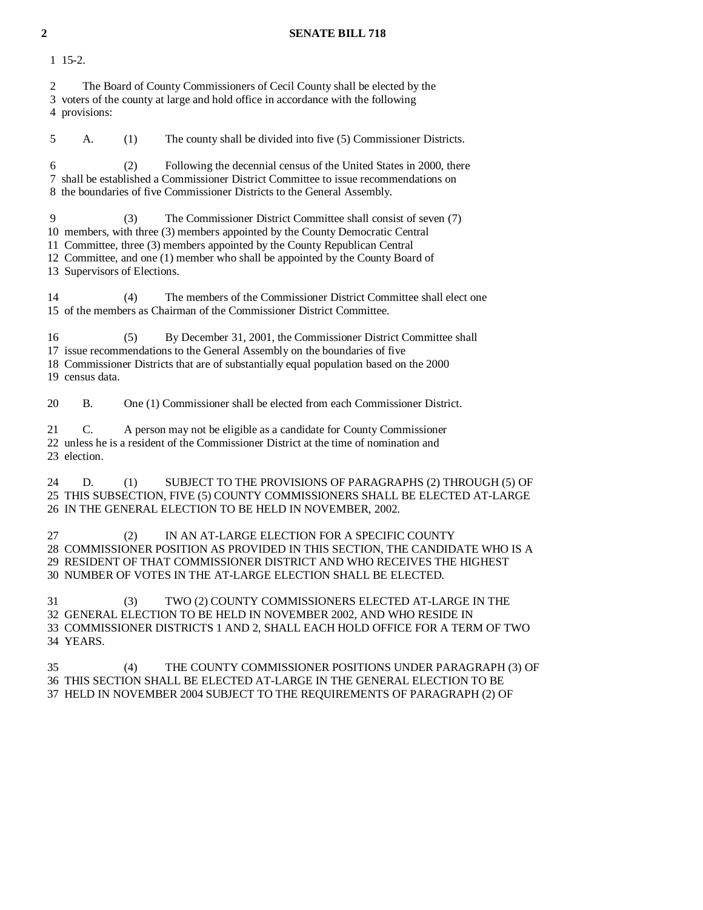15-2.

The Board of County Commissioners of Cecil County shall be elected by the voters of the county at large and hold office in accordance with the following provisions:

A. (1) The county shall be divided into five (5) Commissioner Districts.

(2) Following the decennial census of the United States in 2000, there shall be established a Commissioner District Committee to issue recommendations on the boundaries of five Commissioner Districts to the General Assembly.

(3) The Commissioner District Committee shall consist of seven (7) members, with three (3) members appointed by the County Democratic Central Committee, three (3) members appointed by the County Republican Central Committee, and one (1) member who shall be appointed by the County Board of Supervisors of Elections.

(4) The members of the Commissioner District Committee shall elect one of the members as Chairman of the Commissioner District Committee.

(5) By December 31, 2001, the Commissioner District Committee shall issue recommendations to the General Assembly on the boundaries of five Commissioner Districts that are of substantially equal population based on the 2000 census data.

B. One (1) Commissioner shall be elected from each Commissioner District.

C. A person may not be eligible as a candidate for County Commissioner unless he is a resident of the Commissioner District at the time of nomination and election.

D. (1) SUBJECT TO THE PROVISIONS OF PARAGRAPHS (2) THROUGH (5) OF THIS SUBSECTION, FIVE (5) COUNTY COMMISSIONERS SHALL BE ELECTED AT-LARGE IN THE GENERAL ELECTION TO BE HELD IN NOVEMBER, 2002.

(2) IN AN AT-LARGE ELECTION FOR A SPECIFIC COUNTY COMMISSIONER POSITION AS PROVIDED IN THIS SECTION, THE CANDIDATE WHO IS A RESIDENT OF THAT COMMISSIONER DISTRICT AND WHO RECEIVES THE HIGHEST NUMBER OF VOTES IN THE AT-LARGE ELECTION SHALL BE ELECTED.

(3) TWO (2) COUNTY COMMISSIONERS ELECTED AT-LARGE IN THE GENERAL ELECTION TO BE HELD IN NOVEMBER 2002, AND WHO RESIDE IN COMMISSIONER DISTRICTS 1 AND 2, SHALL EACH HOLD OFFICE FOR A TERM OF TWO YEARS.

(4) THE COUNTY COMMISSIONER POSITIONS UNDER PARAGRAPH (3) OF THIS SECTION SHALL BE ELECTED AT-LARGE IN THE GENERAL ELECTION TO BE HELD IN NOVEMBER 2004 SUBJECT TO THE REQUIREMENTS OF PARAGRAPH (2) OF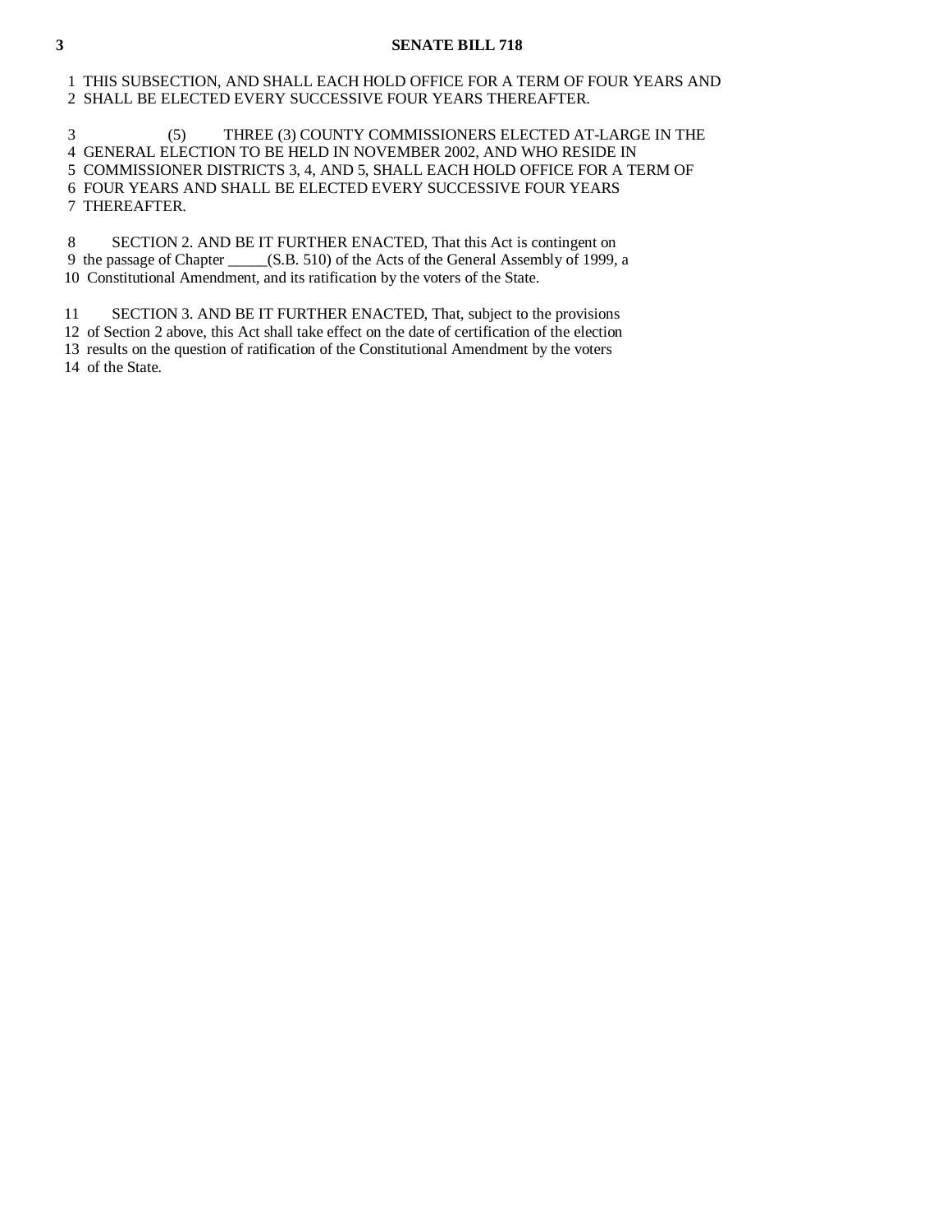THIS SUBSECTION, AND SHALL EACH HOLD OFFICE FOR A TERM OF FOUR YEARS AND SHALL BE ELECTED EVERY SUCCESSIVE FOUR YEARS THEREAFTER.

(5) THREE (3) COUNTY COMMISSIONERS ELECTED AT-LARGE IN THE GENERAL ELECTION TO BE HELD IN NOVEMBER 2002, AND WHO RESIDE IN COMMISSIONER DISTRICTS 3, 4, AND 5, SHALL EACH HOLD OFFICE FOR A TERM OF FOUR YEARS AND SHALL BE ELECTED EVERY SUCCESSIVE FOUR YEARS THEREAFTER.

SECTION 2. AND BE IT FURTHER ENACTED, That this Act is contingent on the passage of Chapter _____(S.B. 510) of the Acts of the General Assembly of 1999, a Constitutional Amendment, and its ratification by the voters of the State.

SECTION 3. AND BE IT FURTHER ENACTED, That, subject to the provisions of Section 2 above, this Act shall take effect on the date of certification of the election results on the question of ratification of the Constitutional Amendment by the voters of the State.